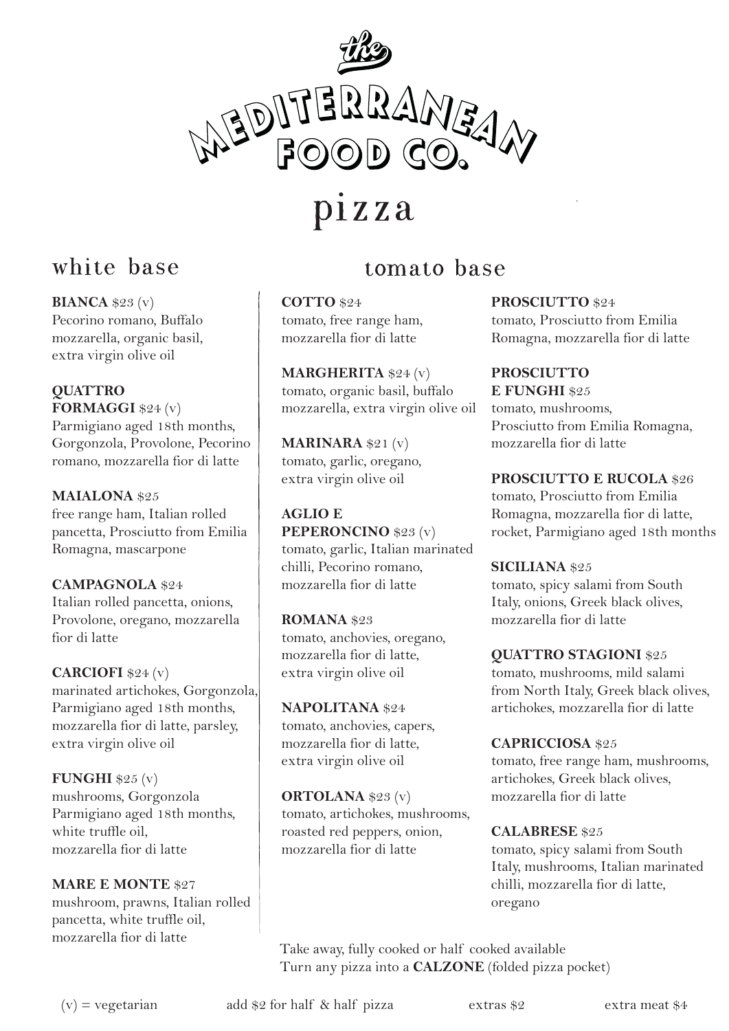# the MEDITERRANEAN FOOD CO.

# pizza

## white base

**BIANCA** $23 (v)
Pecorino romano, Buffalo mozzarella, organic basil, extra virgin olive oil

**QUATTRO FORMAGGI** $24 (v)
Parmigiano aged 18th months, Gorgonzola, Provolone, Pecorino romano, mozzarella fior di latte

**MAIALONA** $25
free range ham, Italian rolled pancetta, Prosciutto from Emilia Romagna, mascarpone

**CAMPAGNOLA** $24
Italian rolled pancetta, onions, Provolone, oregano, mozzarella fior di latte

**CARCIOFI** $24 (v)
marinated artichokes, Gorgonzola, Parmigiano aged 18th months, mozzarella fior di latte, parsley, extra virgin olive oil

**FUNGHI** $25 (v)
mushrooms, Gorgonzola Parmigiano aged 18th months, white truffle oil, mozzarella fior di latte

**MARE E MONTE** $27
mushroom, prawns, Italian rolled pancetta, white truffle oil, mozzarella fior di latte

## tomato base

**COTTO** $24
tomato, free range ham, mozzarella fior di latte

**MARGHERITA** $24 (v)
tomato, organic basil, buffalo mozzarella, extra virgin olive oil

**MARINARA** $21 (v)
tomato, garlic, oregano, extra virgin olive oil

**AGLIO E PEPERONCINO** $23 (v)
tomato, garlic, Italian marinated chilli, Pecorino romano, mozzarella fior di latte

**ROMANA** $23
tomato, anchovies, oregano, mozzarella fior di latte, extra virgin olive oil

**NAPOLITANA** $24
tomato, anchovies, capers, mozzarella fior di latte, extra virgin olive oil

**ORTOLANA** $23 (v)
tomato, artichokes, mushrooms, roasted red peppers, onion, mozzarella fior di latte

**PROSCIUTTO** $24
tomato, Prosciutto from Emilia Romagna, mozzarella fior di latte

**PROSCIUTTO E FUNGHI** $25
tomato, mushrooms, Prosciutto from Emilia Romagna, mozzarella fior di latte

**PROSCIUTTO E RUCOLA** $26
tomato, Prosciutto from Emilia Romagna, mozzarella fior di latte, rocket, Parmigiano aged 18th months

**SICILIANA** $25
tomato, spicy salami from South Italy, onions, Greek black olives, mozzarella fior di latte

**QUATTRO STAGIONI** $25
tomato, mushrooms, mild salami from North Italy, Greek black olives, artichokes, mozzarella fior di latte

**CAPRICCIOSA** $25
tomato, free range ham, mushrooms, artichokes, Greek black olives, mozzarella fior di latte

**CALABRESE** $25
tomato, spicy salami from South Italy, mushrooms, Italian marinated chilli, mozzarella fior di latte, oregano

Take away, fully cooked or half cooked available
Turn any pizza into a **CALZONE** (folded pizza pocket)

(v) = vegetarian    add $2 for half & half pizza    extras $2    extra meat $4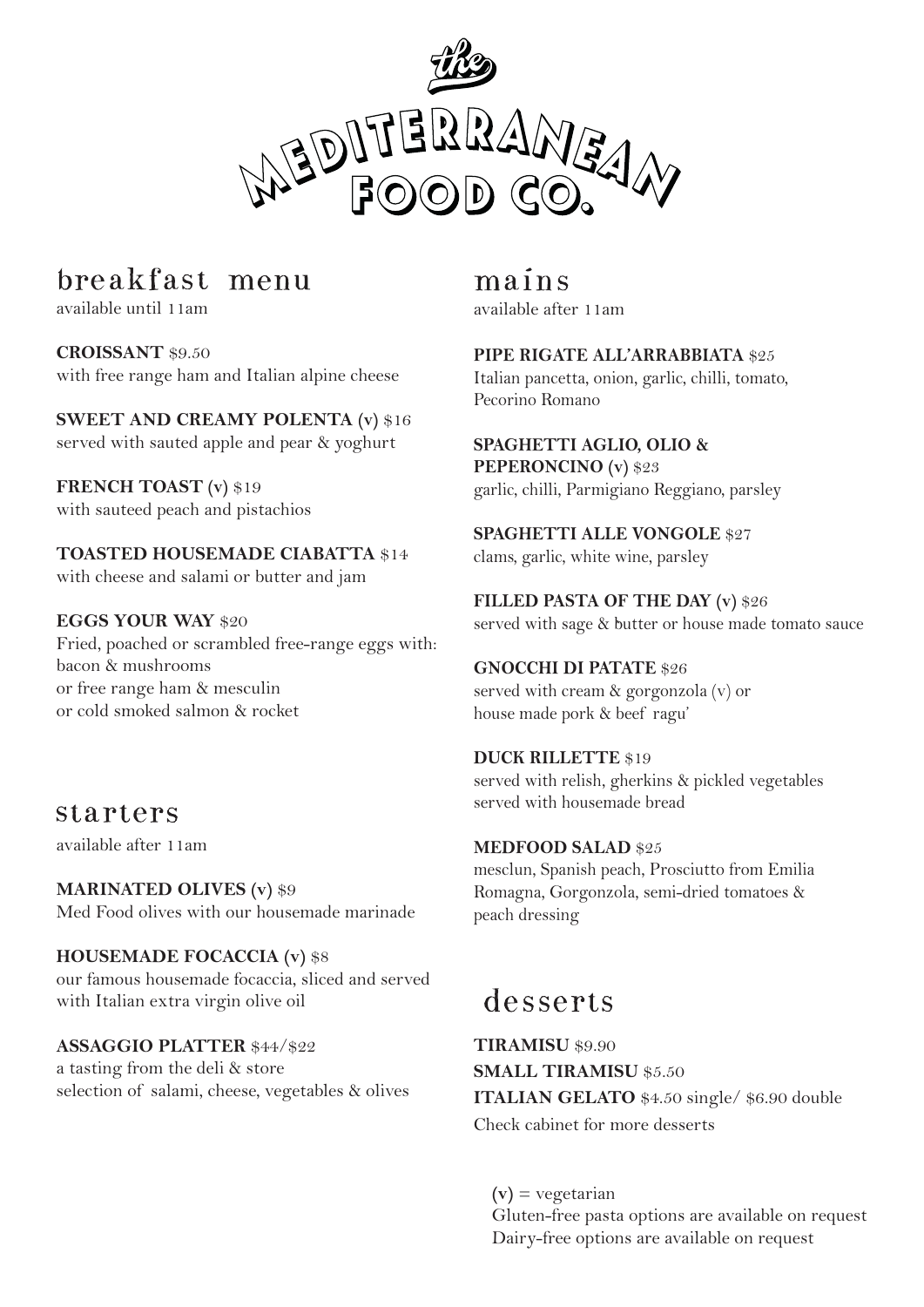# the MEDITERRANEAN FOOD CO.

## breakfast menu

available until 11am

**CROISSANT** $9.50
with free range ham and Italian alpine cheese

**SWEET AND CREAMY POLENTA (v)** $16
served with sauted apple and pear & yoghurt

**FRENCH TOAST (v)** $19
with sauteed peach and pistachios

**TOASTED HOUSEMADE CIABATTA** $14
with cheese and salami or butter and jam

**EGGS YOUR WAY** $20
Fried, poached or scrambled free-range eggs with:
bacon & mushrooms
or free range ham & mesculin
or cold smoked salmon & rocket

## starters

available after 11am

**MARINATED OLIVES (v)** $9
Med Food olives with our housemade marinade

**HOUSEMADE FOCACCIA (v)** $8
our famous housemade focaccia, sliced and served with Italian extra virgin olive oil

**ASSAGGIO PLATTER** $44/$22
a tasting from the deli & store
selection of salami, cheese, vegetables & olives

## mains

available after 11am

**PIPE RIGATE ALL'ARRABBIATA** $25
Italian pancetta, onion, garlic, chilli, tomato, Pecorino Romano

**SPAGHETTI AGLIO, OLIO & PEPERONCINO (v)** $23
garlic, chilli, Parmigiano Reggiano, parsley

**SPAGHETTI ALLE VONGOLE** $27
clams, garlic, white wine, parsley

**FILLED PASTA OF THE DAY (v)** $26
served with sage & butter or house made tomato sauce

**GNOCCHI DI PATATE** $26
served with cream & gorgonzola (v) or
house made pork & beef ragu'

**DUCK RILLETTE** $19
served with relish, gherkins & pickled vegetables
served with housemade bread

**MEDFOOD SALAD** $25
mesclun, Spanish peach, Prosciutto from Emilia Romagna, Gorgonzola, semi-dried tomatoes & peach dressing

## desserts

**TIRAMISU** $9.90
**SMALL TIRAMISU** $5.50
**ITALIAN GELATO** $4.50 single/ $6.90 double
Check cabinet for more desserts

(v) = vegetarian
Gluten-free pasta options are available on request
Dairy-free options are available on request